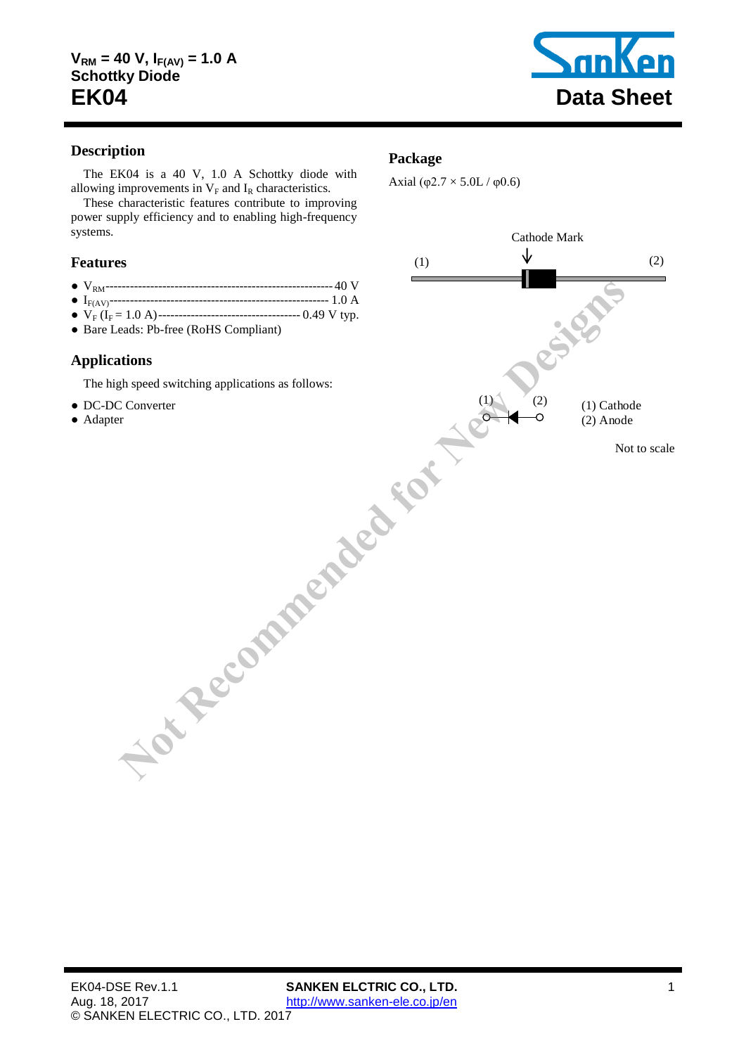$V_{RM}$ = 40 V, $I_{F(AV)}$ = 1.0 A
**Schottky Diode**

# EK04

**Data Sheet**

## Description

The EK04 is a 40 V, 1.0 A Schottky diode with allowing improvements in $V_F$ and $I_R$ characteristics.

These characteristic features contribute to improving power supply efficiency and to enabling high-frequency systems.

## Features

- $V_{RM}$ ------------------------------------------------ 40 V
- $I_{F(AV)}$ ------------------------------------------------ 1.0 A
- $V_F$ ($I_F$ = 1.0 A) -------------------------------- 0.49 V typ.
- Bare Leads: Pb-free (RoHS Compliant)

## Applications

The high speed switching applications as follows:

- DC-DC Converter
- Adapter

## Package

Axial (φ2.7 × 5.0L / φ0.6)

Cathode Mark

(1) (2)

(1) (2)

(1) Cathode
(2) Anode

Not to scale

Not Recommended for New Designs

EK04-DSE Rev.1.1
Aug. 18, 2017
© SANKEN ELECTRIC CO., LTD. 2017

**SANKEN ELCTRIC CO., LTD.**
http://www.sanken-ele.co.jp/en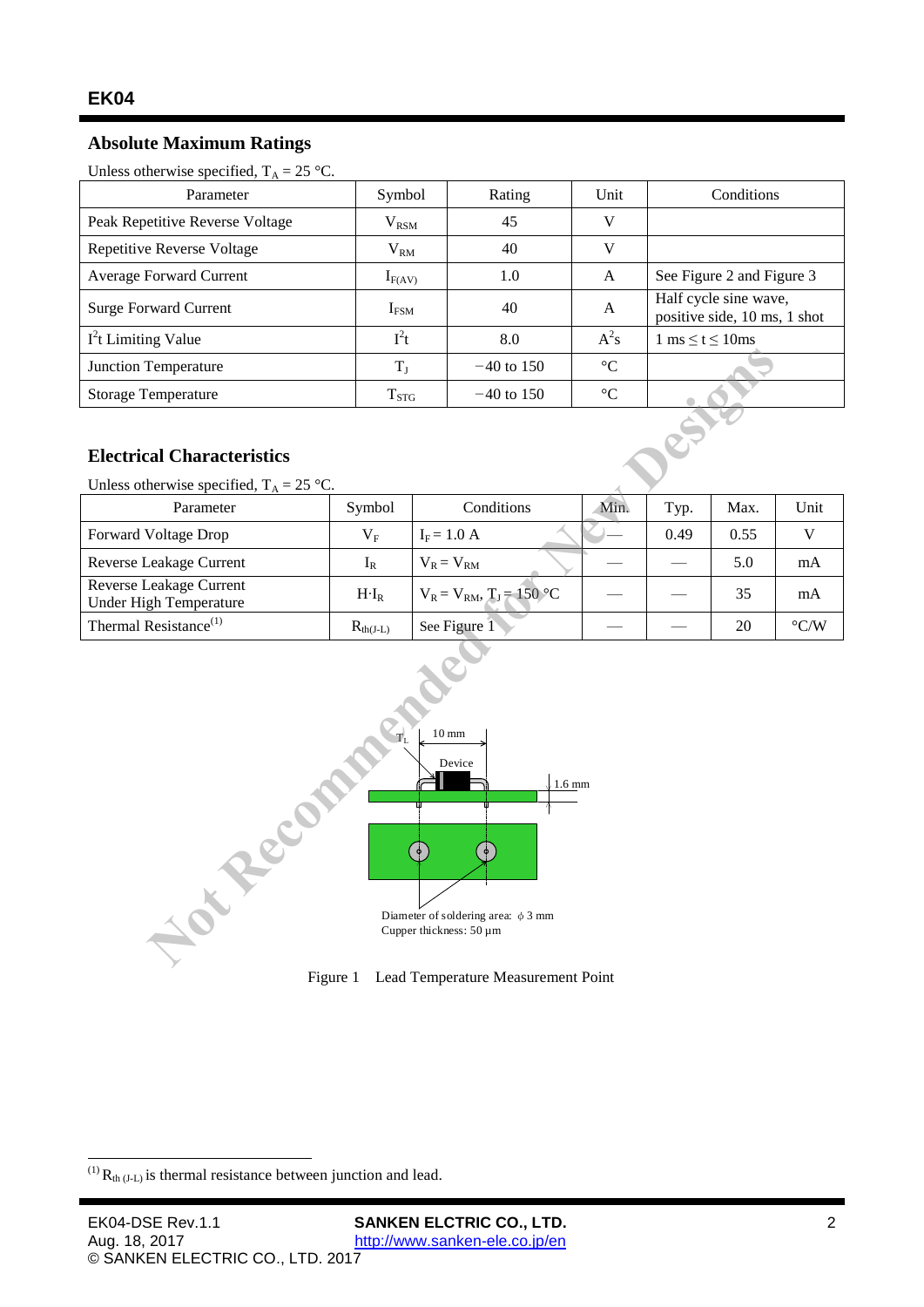## Absolute Maximum Ratings

Unless otherwise specified, $T_A$ = 25 °C.

| Parameter | Symbol | Rating | Unit | Conditions |
| --- | --- | --- | --- | --- |
| Peak Repetitive Reverse Voltage | $V_{RSM}$ | 45 | V | |
| Repetitive Reverse Voltage | $V_{RM}$ | 40 | V | |
| Average Forward Current | $I_{F(AV)}$ | 1.0 | A | See Figure 2 and Figure 3 |
| Surge Forward Current | $I_{FSM}$ | 40 | A | Half cycle sine wave, positive side, 10 ms, 1 shot |
| $I^2t$ Limiting Value | $I^2t$ | 8.0 | $A^2s$ | 1 ms ≤ t ≤ 10ms |
| Junction Temperature | $T_J$ | −40 to 150 | °C | |
| Storage Temperature | $T_{STG}$ | −40 to 150 | °C | |

## Electrical Characteristics

Unless otherwise specified, $T_A$ = 25 °C.

| Parameter | Symbol | Conditions | Min. | Typ. | Max. | Unit |
| --- | --- | --- | --- | --- | --- | --- |
| Forward Voltage Drop | $V_F$ | $I_F$ = 1.0 A | — | 0.49 | 0.55 | V |
| Reverse Leakage Current | $I_R$ | $V_R = V_{RM}$ | — | — | 5.0 | mA |
| Reverse Leakage Current Under High Temperature | $H \cdot I_R$ | $V_R = V_{RM}$, $T_J$ = 150 °C | — | — | 35 | mA |
| Thermal Resistance[1] | $R_{th(J-L)}$ | See Figure 1 | — | — | 20 | °C/W |

$T_L$ 10 mm Device 1.6 mm

Diameter of soldering area: $\phi$ 3 mm
Cupper thickness: 50 µm

Figure 1 Lead Temperature Measurement Point

[1] $R_{th(J-L)}$ is thermal resistance between junction and lead.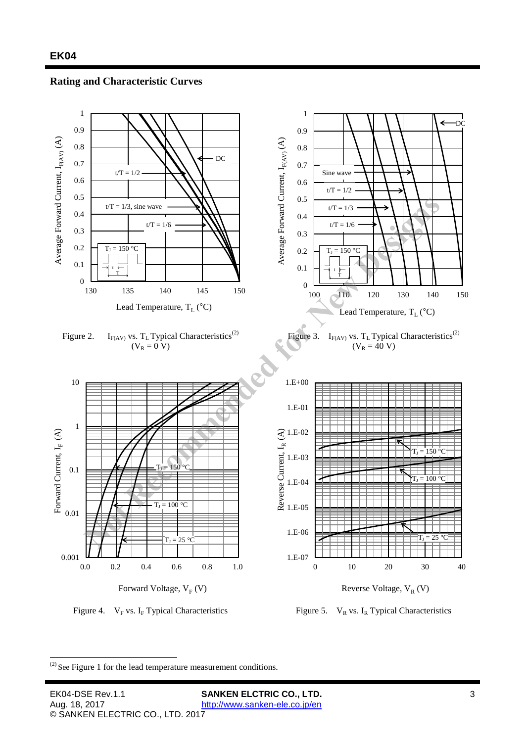## Rating and Characteristic Curves

Figure 2. $I_{F(AV)}$ vs. $T_L$ Typical Characteristics(2) ($V_R$ = 0 V)

Figure 3. $I_{F(AV)}$ vs. $T_L$ Typical Characteristics(2) ($V_R$ = 40 V)

Figure 4. $V_F$ vs. $I_F$ Typical Characteristics

Figure 5. $V_R$ vs. $I_R$ Typical Characteristics

---

(2) See Figure 1 for the lead temperature measurement conditions.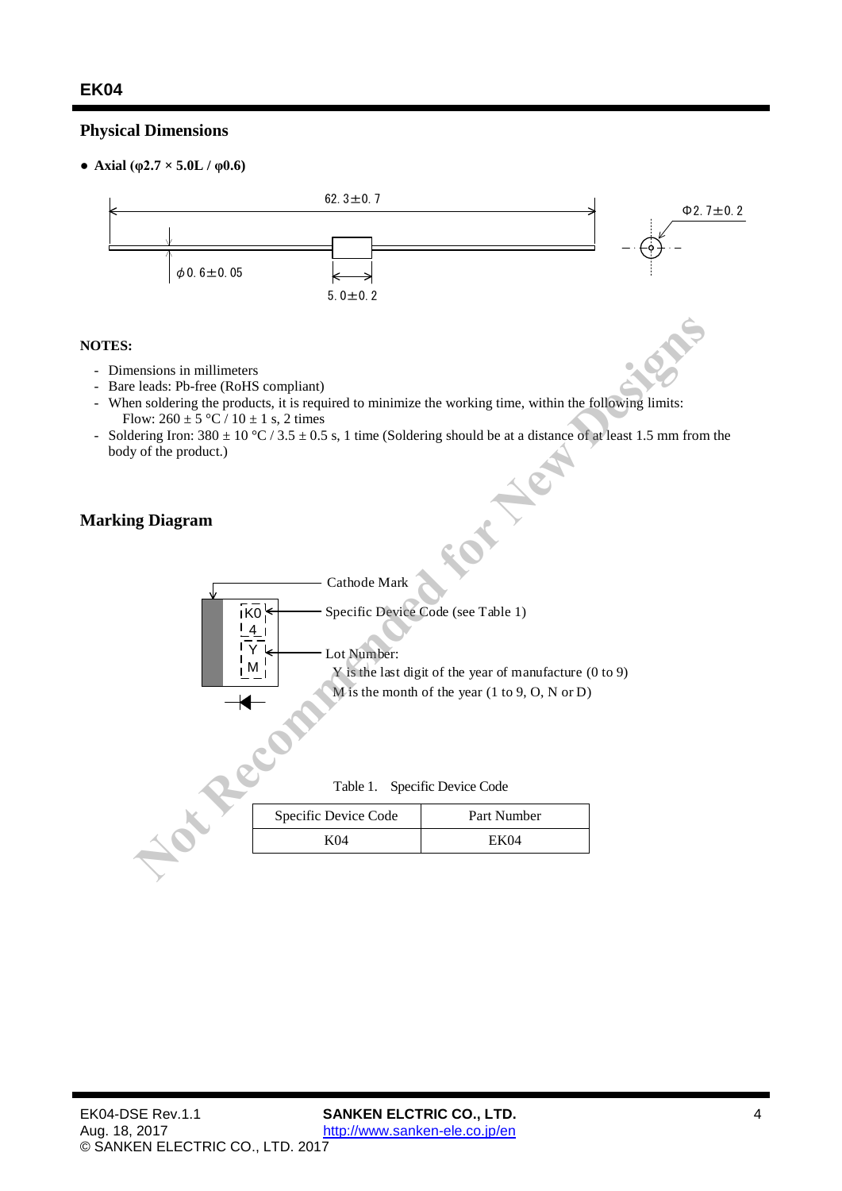## Physical Dimensions

- **Axial (φ2.7 × 5.0L / φ0.6)**

62.3±0.7

Φ2.7±0.2

φ0.6±0.05

5.0±0.2

**NOTES:**

- Dimensions in millimeters
- Bare leads: Pb-free (RoHS compliant)
- When soldering the products, it is required to minimize the working time, within the following limits:
  Flow: 260 ± 5 °C / 10 ± 1 s, 2 times
- Soldering Iron: 380 ± 10 °C / 3.5 ± 0.5 s, 1 time (Soldering should be at a distance of at least 1.5 mm from the body of the product.)

## Marking Diagram

Cathode Mark

K0 4 — Specific Device Code (see Table 1)

Y M — Lot Number:
Y is the last digit of the year of manufacture (0 to 9)
M is the month of the year (1 to 9, O, N or D)

Table 1. Specific Device Code

| Specific Device Code | Part Number |
|---|---|
| K04 | EK04 |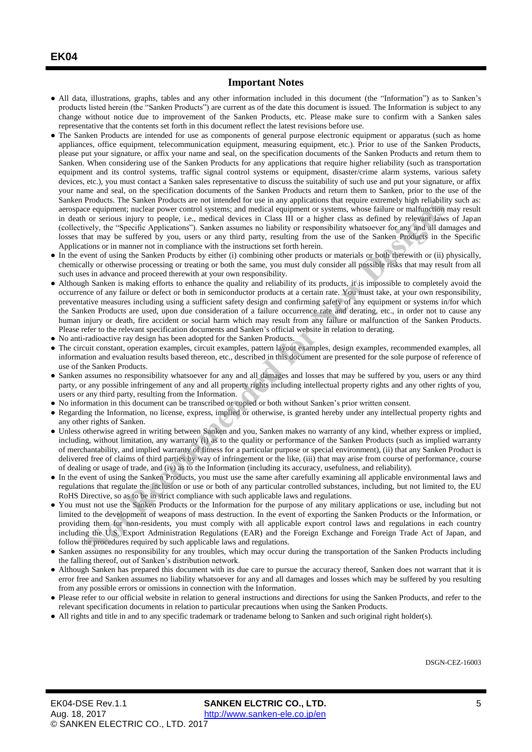## Important Notes

- All data, illustrations, graphs, tables and any other information included in this document (the "Information") as to Sanken's products listed herein (the "Sanken Products") are current as of the date this document is issued. The Information is subject to any change without notice due to improvement of the Sanken Products, etc. Please make sure to confirm with a Sanken sales representative that the contents set forth in this document reflect the latest revisions before use.
- The Sanken Products are intended for use as components of general purpose electronic equipment or apparatus (such as home appliances, office equipment, telecommunication equipment, measuring equipment, etc.). Prior to use of the Sanken Products, please put your signature, or affix your name and seal, on the specification documents of the Sanken Products and return them to Sanken. When considering use of the Sanken Products for any applications that require higher reliability (such as transportation equipment and its control systems, traffic signal control systems or equipment, disaster/crime alarm systems, various safety devices, etc.), you must contact a Sanken sales representative to discuss the suitability of such use and put your signature, or affix your name and seal, on the specification documents of the Sanken Products and return them to Sanken, prior to the use of the Sanken Products. The Sanken Products are not intended for use in any applications that require extremely high reliability such as: aerospace equipment; nuclear power control systems; and medical equipment or systems, whose failure or malfunction may result in death or serious injury to people, i.e., medical devices in Class III or a higher class as defined by relevant laws of Japan (collectively, the "Specific Applications"). Sanken assumes no liability or responsibility whatsoever for any and all damages and losses that may be suffered by you, users or any third party, resulting from the use of the Sanken Products in the Specific Applications or in manner not in compliance with the instructions set forth herein.
- In the event of using the Sanken Products by either (i) combining other products or materials or both therewith or (ii) physically, chemically or otherwise processing or treating or both the same, you must duly consider all possible risks that may result from all such uses in advance and proceed therewith at your own responsibility.
- Although Sanken is making efforts to enhance the quality and reliability of its products, it is impossible to completely avoid the occurrence of any failure or defect or both in semiconductor products at a certain rate. You must take, at your own responsibility, preventative measures including using a sufficient safety design and confirming safety of any equipment or systems in/for which the Sanken Products are used, upon due consideration of a failure occurrence rate and derating, etc., in order not to cause any human injury or death, fire accident or social harm which may result from any failure or malfunction of the Sanken Products. Please refer to the relevant specification documents and Sanken's official website in relation to derating.
- No anti-radioactive ray design has been adopted for the Sanken Products.
- The circuit constant, operation examples, circuit examples, pattern layout examples, design examples, recommended examples, all information and evaluation results based thereon, etc., described in this document are presented for the sole purpose of reference of use of the Sanken Products.
- Sanken assumes no responsibility whatsoever for any and all damages and losses that may be suffered by you, users or any third party, or any possible infringement of any and all property rights including intellectual property rights and any other rights of you, users or any third party, resulting from the Information.
- No information in this document can be transcribed or copied or both without Sanken's prior written consent.
- Regarding the Information, no license, express, implied or otherwise, is granted hereby under any intellectual property rights and any other rights of Sanken.
- Unless otherwise agreed in writing between Sanken and you, Sanken makes no warranty of any kind, whether express or implied, including, without limitation, any warranty (i) as to the quality or performance of the Sanken Products (such as implied warranty of merchantability, and implied warranty of fitness for a particular purpose or special environment), (ii) that any Sanken Product is delivered free of claims of third parties by way of infringement or the like, (iii) that may arise from course of performance, course of dealing or usage of trade, and (iv) as to the Information (including its accuracy, usefulness, and reliability).
- In the event of using the Sanken Products, you must use the same after carefully examining all applicable environmental laws and regulations that regulate the inclusion or use or both of any particular controlled substances, including, but not limited to, the EU RoHS Directive, so as to be in strict compliance with such applicable laws and regulations.
- You must not use the Sanken Products or the Information for the purpose of any military applications or use, including but not limited to the development of weapons of mass destruction. In the event of exporting the Sanken Products or the Information, or providing them for non-residents, you must comply with all applicable export control laws and regulations in each country including the U.S. Export Administration Regulations (EAR) and the Foreign Exchange and Foreign Trade Act of Japan, and follow the procedures required by such applicable laws and regulations.
- Sanken assumes no responsibility for any troubles, which may occur during the transportation of the Sanken Products including the falling thereof, out of Sanken's distribution network.
- Although Sanken has prepared this document with its due care to pursue the accuracy thereof, Sanken does not warrant that it is error free and Sanken assumes no liability whatsoever for any and all damages and losses which may be suffered by you resulting from any possible errors or omissions in connection with the Information.
- Please refer to our official website in relation to general instructions and directions for using the Sanken Products, and refer to the relevant specification documents in relation to particular precautions when using the Sanken Products.
- All rights and title in and to any specific trademark or tradename belong to Sanken and such original right holder(s).

DSGN-CEZ-16003